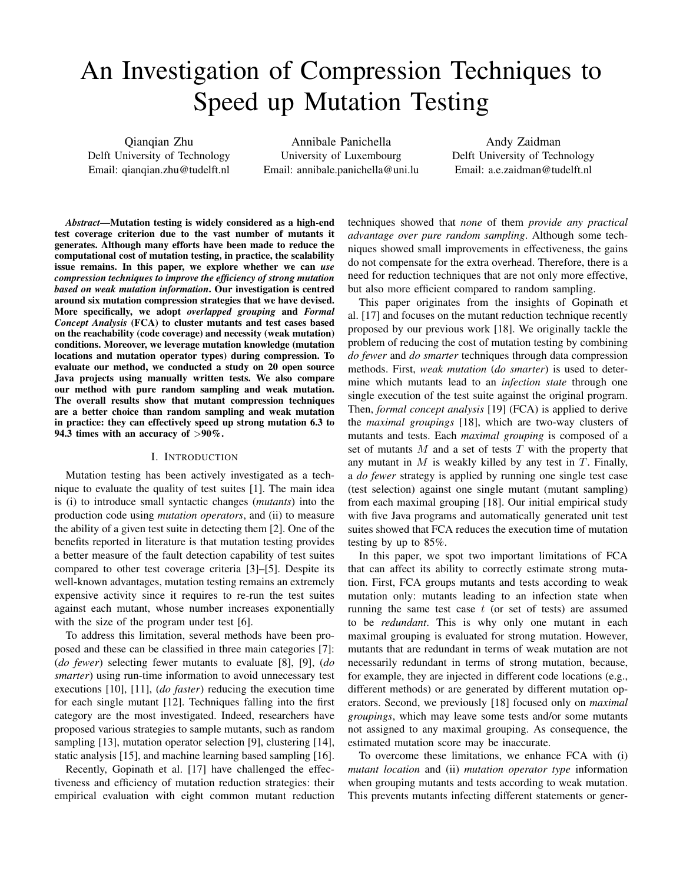# An Investigation of Compression Techniques to Speed up Mutation Testing

Qianqian Zhu
Delft University of Technology
Email: qianqian.zhu@tudelft.nl

Annibale Panichella
University of Luxembourg
Email: annibale.panichella@uni.lu

Andy Zaidman
Delft University of Technology
Email: a.e.zaidman@tudelft.nl

***Abstract*—Mutation testing is widely considered as a high-end test coverage criterion due to the vast number of mutants it generates. Although many efforts have been made to reduce the computational cost of mutation testing, in practice, the scalability issue remains. In this paper, we explore whether we can *use compression techniques to improve the efficiency of strong mutation based on weak mutation information*. Our investigation is centred around six mutation compression strategies that we have devised. More specifically, we adopt *overlapped grouping* and *Formal Concept Analysis* (FCA) to cluster mutants and test cases based on the reachability (code coverage) and necessity (weak mutation) conditions. Moreover, we leverage mutation knowledge (mutation locations and mutation operator types) during compression. To evaluate our method, we conducted a study on 20 open source Java projects using manually written tests. We also compare our method with pure random sampling and weak mutation. The overall results show that mutant compression techniques are a better choice than random sampling and weak mutation in practice: they can effectively speed up strong mutation 6.3 to 94.3 times with an accuracy of >90%.**

## I. Introduction

Mutation testing has been actively investigated as a technique to evaluate the quality of test suites [1]. The main idea is (i) to introduce small syntactic changes (*mutants*) into the production code using *mutation operators*, and (ii) to measure the ability of a given test suite in detecting them [2]. One of the benefits reported in literature is that mutation testing provides a better measure of the fault detection capability of test suites compared to other test coverage criteria [3]–[5]. Despite its well-known advantages, mutation testing remains an extremely expensive activity since it requires to re-run the test suites against each mutant, whose number increases exponentially with the size of the program under test [6].

To address this limitation, several methods have been proposed and these can be classified in three main categories [7]: (*do fewer*) selecting fewer mutants to evaluate [8], [9], (*do smarter*) using run-time information to avoid unnecessary test executions [10], [11], (*do faster*) reducing the execution time for each single mutant [12]. Techniques falling into the first category are the most investigated. Indeed, researchers have proposed various strategies to sample mutants, such as random sampling [13], mutation operator selection [9], clustering [14], static analysis [15], and machine learning based sampling [16].

Recently, Gopinath et al. [17] have challenged the effectiveness and efficiency of mutation reduction strategies: their empirical evaluation with eight common mutant reduction techniques showed that *none* of them *provide any practical advantage over pure random sampling*. Although some techniques showed small improvements in effectiveness, the gains do not compensate for the extra overhead. Therefore, there is a need for reduction techniques that are not only more effective, but also more efficient compared to random sampling.

This paper originates from the insights of Gopinath et al. [17] and focuses on the mutant reduction technique recently proposed by our previous work [18]. We originally tackle the problem of reducing the cost of mutation testing by combining *do fewer* and *do smarter* techniques through data compression methods. First, *weak mutation* (*do smarter*) is used to determine which mutants lead to an *infection state* through one single execution of the test suite against the original program. Then, *formal concept analysis* [19] (FCA) is applied to derive the *maximal groupings* [18], which are two-way clusters of mutants and tests. Each *maximal grouping* is composed of a set of mutants $M$ and a set of tests $T$ with the property that any mutant in $M$ is weakly killed by any test in $T$. Finally, a *do fewer* strategy is applied by running one single test case (test selection) against one single mutant (mutant sampling) from each maximal grouping [18]. Our initial empirical study with five Java programs and automatically generated unit test suites showed that FCA reduces the execution time of mutation testing by up to 85%.

In this paper, we spot two important limitations of FCA that can affect its ability to correctly estimate strong mutation. First, FCA groups mutants and tests according to weak mutation only: mutants leading to an infection state when running the same test case $t$ (or set of tests) are assumed to be *redundant*. This is why only one mutant in each maximal grouping is evaluated for strong mutation. However, mutants that are redundant in terms of weak mutation are not necessarily redundant in terms of strong mutation, because, for example, they are injected in different code locations (e.g., different methods) or are generated by different mutation operators. Second, we previously [18] focused only on *maximal groupings*, which may leave some tests and/or some mutants not assigned to any maximal grouping. As consequence, the estimated mutation score may be inaccurate.

To overcome these limitations, we enhance FCA with (i) *mutant location* and (ii) *mutation operator type* information when grouping mutants and tests according to weak mutation. This prevents mutants infecting different statements or gener-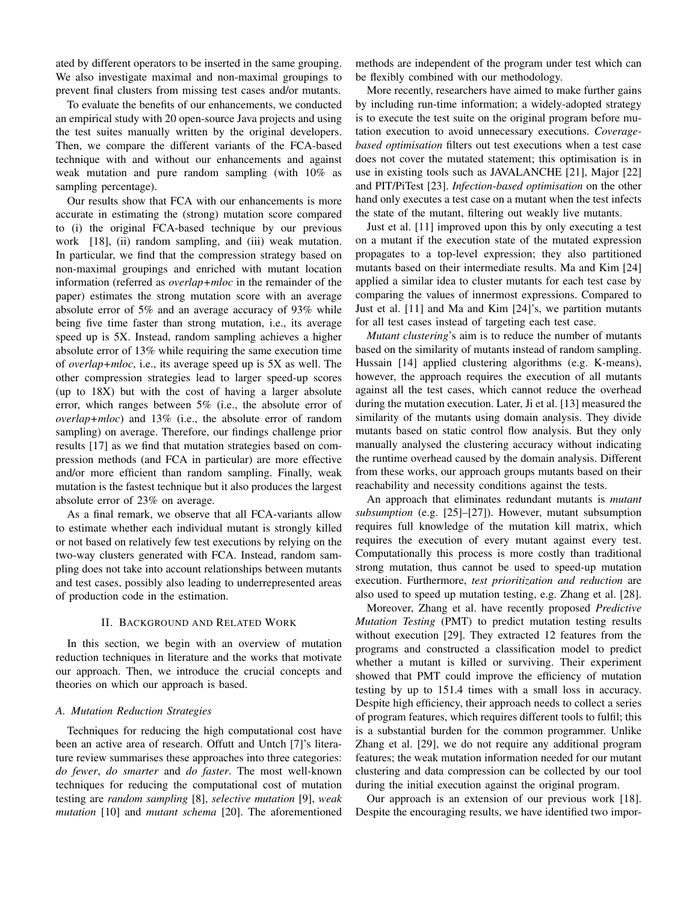ated by different operators to be inserted in the same grouping. We also investigate maximal and non-maximal groupings to prevent final clusters from missing test cases and/or mutants.

To evaluate the benefits of our enhancements, we conducted an empirical study with 20 open-source Java projects and using the test suites manually written by the original developers. Then, we compare the different variants of the FCA-based technique with and without our enhancements and against weak mutation and pure random sampling (with 10% as sampling percentage).

Our results show that FCA with our enhancements is more accurate in estimating the (strong) mutation score compared to (i) the original FCA-based technique by our previous work [18], (ii) random sampling, and (iii) weak mutation. In particular, we find that the compression strategy based on non-maximal groupings and enriched with mutant location information (referred as *overlap+mloc* in the remainder of the paper) estimates the strong mutation score with an average absolute error of 5% and an average accuracy of 93% while being five time faster than strong mutation, i.e., its average speed up is 5X. Instead, random sampling achieves a higher absolute error of 13% while requiring the same execution time of *overlap+mloc*, i.e., its average speed up is 5X as well. The other compression strategies lead to larger speed-up scores (up to 18X) but with the cost of having a larger absolute error, which ranges between 5% (i.e., the absolute error of *overlap+mloc*) and 13% (i.e., the absolute error of random sampling) on average. Therefore, our findings challenge prior results [17] as we find that mutation strategies based on compression methods (and FCA in particular) are more effective and/or more efficient than random sampling. Finally, weak mutation is the fastest technique but it also produces the largest absolute error of 23% on average.

As a final remark, we observe that all FCA-variants allow to estimate whether each individual mutant is strongly killed or not based on relatively few test executions by relying on the two-way clusters generated with FCA. Instead, random sampling does not take into account relationships between mutants and test cases, possibly also leading to underrepresented areas of production code in the estimation.

## II. Background and Related Work

In this section, we begin with an overview of mutation reduction techniques in literature and the works that motivate our approach. Then, we introduce the crucial concepts and theories on which our approach is based.

### A. Mutation Reduction Strategies

Techniques for reducing the high computational cost have been an active area of research. Offutt and Untch [7]'s literature review summarises these approaches into three categories: *do fewer*, *do smarter* and *do faster*. The most well-known techniques for reducing the computational cost of mutation testing are *random sampling* [8], *selective mutation* [9], *weak mutation* [10] and *mutant schema* [20]. The aforementioned methods are independent of the program under test which can be flexibly combined with our methodology.

More recently, researchers have aimed to make further gains by including run-time information; a widely-adopted strategy is to execute the test suite on the original program before mutation execution to avoid unnecessary executions. *Coverage-based optimisation* filters out test executions when a test case does not cover the mutated statement; this optimisation is in use in existing tools such as JAVALANCHE [21], Major [22] and PIT/PiTest [23]. *Infection-based optimisation* on the other hand only executes a test case on a mutant when the test infects the state of the mutant, filtering out weakly live mutants.

Just et al. [11] improved upon this by only executing a test on a mutant if the execution state of the mutated expression propagates to a top-level expression; they also partitioned mutants based on their intermediate results. Ma and Kim [24] applied a similar idea to cluster mutants for each test case by comparing the values of innermost expressions. Compared to Just et al. [11] and Ma and Kim [24]'s, we partition mutants for all test cases instead of targeting each test case.

*Mutant clustering*'s aim is to reduce the number of mutants based on the similarity of mutants instead of random sampling. Hussain [14] applied clustering algorithms (e.g. K-means), however, the approach requires the execution of all mutants against all the test cases, which cannot reduce the overhead during the mutation execution. Later, Ji et al. [13] measured the similarity of the mutants using domain analysis. They divide mutants based on static control flow analysis. But they only manually analysed the clustering accuracy without indicating the runtime overhead caused by the domain analysis. Different from these works, our approach groups mutants based on their reachability and necessity conditions against the tests.

An approach that eliminates redundant mutants is *mutant subsumption* (e.g. [25]–[27]). However, mutant subsumption requires full knowledge of the mutation kill matrix, which requires the execution of every mutant against every test. Computationally this process is more costly than traditional strong mutation, thus cannot be used to speed-up mutation execution. Furthermore, *test prioritization and reduction* are also used to speed up mutation testing, e.g. Zhang et al. [28].

Moreover, Zhang et al. have recently proposed *Predictive Mutation Testing* (PMT) to predict mutation testing results without execution [29]. They extracted 12 features from the programs and constructed a classification model to predict whether a mutant is killed or surviving. Their experiment showed that PMT could improve the efficiency of mutation testing by up to 151.4 times with a small loss in accuracy. Despite high efficiency, their approach needs to collect a series of program features, which requires different tools to fulfil; this is a substantial burden for the common programmer. Unlike Zhang et al. [29], we do not require any additional program features; the weak mutation information needed for our mutant clustering and data compression can be collected by our tool during the initial execution against the original program.

Our approach is an extension of our previous work [18]. Despite the encouraging results, we have identified two impor-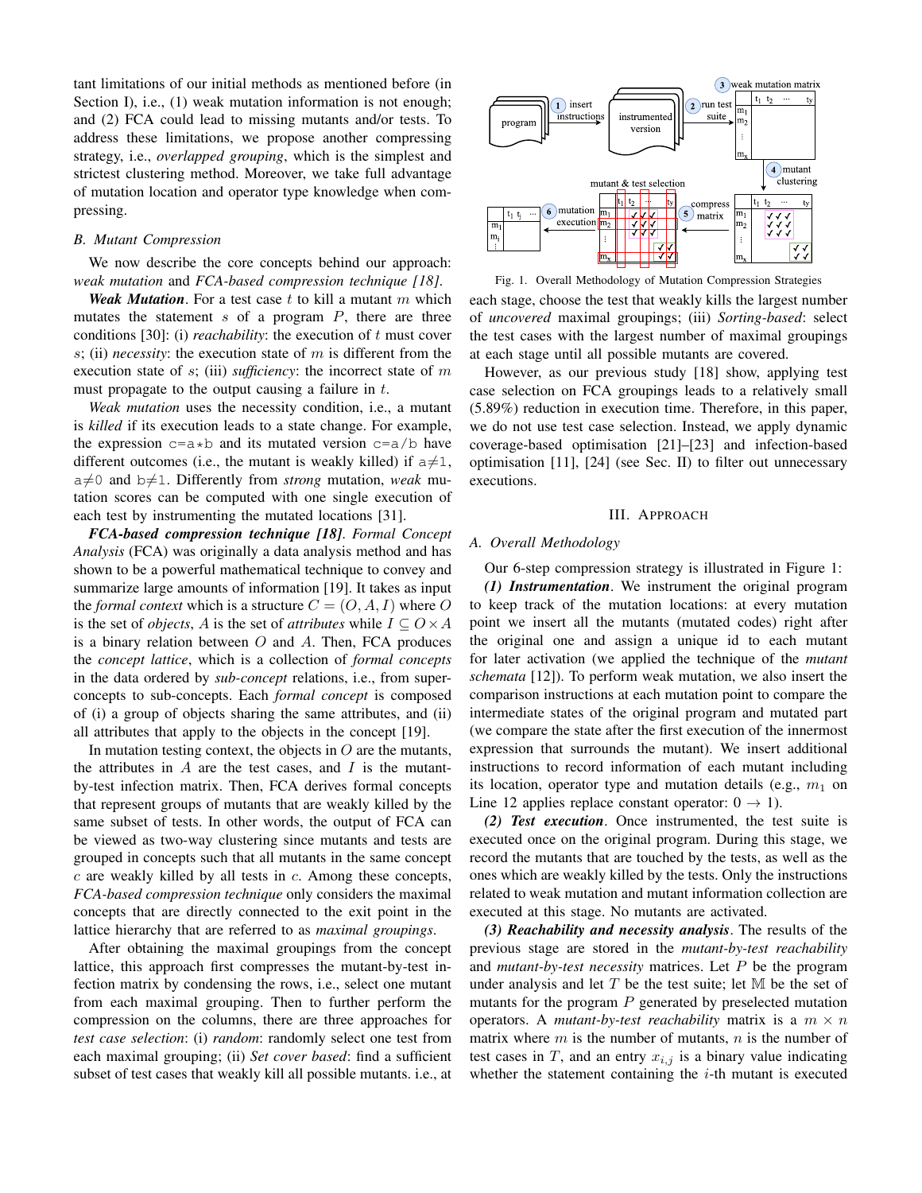tant limitations of our initial methods as mentioned before (in Section I), i.e., (1) weak mutation information is not enough; and (2) FCA could lead to missing mutants and/or tests. To address these limitations, we propose another compressing strategy, i.e., *overlapped grouping*, which is the simplest and strictest clustering method. Moreover, we take full advantage of mutation location and operator type knowledge when compressing.

### B. Mutant Compression

We now describe the core concepts behind our approach: *weak mutation* and *FCA-based compression technique [18].*

***Weak Mutation***. For a test case $t$ to kill a mutant $m$ which mutates the statement $s$ of a program $P$, there are three conditions [30]: (i) *reachability*: the execution of $t$ must cover $s$; (ii) *necessity*: the execution state of $m$ is different from the execution state of $s$; (iii) *sufficiency*: the incorrect state of $m$ must propagate to the output causing a failure in $t$.

*Weak mutation* uses the necessity condition, i.e., a mutant is *killed* if its execution leads to a state change. For example, the expression `c=a*b` and its mutated version `c=a/b` have different outcomes (i.e., the mutant is weakly killed) if `a`$\neq$`1`, `a`$\neq$`0` and `b`$\neq$`1`. Differently from *strong* mutation, *weak* mutation scores can be computed with one single execution of each test by instrumenting the mutated locations [31].

***FCA-based compression technique [18]***. *Formal Concept Analysis* (FCA) was originally a data analysis method and has shown to be a powerful mathematical technique to convey and summarize large amounts of information [19]. It takes as input the *formal context* which is a structure $C = (O, A, I)$ where $O$ is the set of *objects*, $A$ is the set of *attributes* while $I \subseteq O \times A$ is a binary relation between $O$ and $A$. Then, FCA produces the *concept lattice*, which is a collection of *formal concepts* in the data ordered by *sub-concept* relations, i.e., from super-concepts to sub-concepts. Each *formal concept* is composed of (i) a group of objects sharing the same attributes, and (ii) all attributes that apply to the objects in the concept [19].

In mutation testing context, the objects in $O$ are the mutants, the attributes in $A$ are the test cases, and $I$ is the mutant-by-test infection matrix. Then, FCA derives formal concepts that represent groups of mutants that are weakly killed by the same subset of tests. In other words, the output of FCA can be viewed as two-way clustering since mutants and tests are grouped in concepts such that all mutants in the same concept $c$ are weakly killed by all tests in $c$. Among these concepts, *FCA-based compression technique* only considers the maximal concepts that are directly connected to the exit point in the lattice hierarchy that are referred to as *maximal groupings*.

After obtaining the maximal groupings from the concept lattice, this approach first compresses the mutant-by-test infection matrix by condensing the rows, i.e., select one mutant from each maximal grouping. Then to further perform the compression on the columns, there are three approaches for *test case selection*: (i) *random*: randomly select one test from each maximal grouping; (ii) *Set cover based*: find a sufficient subset of test cases that weakly kill all possible mutants. i.e., at each stage, choose the test that weakly kills the largest number of *uncovered* maximal groupings; (iii) *Sorting-based*: select the test cases with the largest number of maximal groupings at each stage until all possible mutants are covered.

program
1 insert instructions
instrumented version
2 run test suite
3 weak mutation matrix
$t_1$ $t_2$ ··· $t_y$
$m_1$
$m_2$
$m_x$
4 mutant clustering
5 compress matrix
mutant & test selection
6 mutation execution
$t_1$ $t_j$ ···
$m_1$
$m_j$

Fig. 1. Overall Methodology of Mutation Compression Strategies

However, as our previous study [18] show, applying test case selection on FCA groupings leads to a relatively small (5.89%) reduction in execution time. Therefore, in this paper, we do not use test case selection. Instead, we apply dynamic coverage-based optimisation [21]–[23] and infection-based optimisation [11], [24] (see Sec. II) to filter out unnecessary executions.

## III. Approach

### A. Overall Methodology

Our 6-step compression strategy is illustrated in Figure 1:

***(1) Instrumentation***. We instrument the original program to keep track of the mutation locations: at every mutation point we insert all the mutants (mutated codes) right after the original one and assign a unique id to each mutant for later activation (we applied the technique of the *mutant schemata* [12]). To perform weak mutation, we also insert the comparison instructions at each mutation point to compare the intermediate states of the original program and mutated part (we compare the state after the first execution of the innermost expression that surrounds the mutant). We insert additional instructions to record information of each mutant including its location, operator type and mutation details (e.g., $m_1$ on Line 12 applies replace constant operator: $0 \rightarrow 1$).

***(2) Test execution***. Once instrumented, the test suite is executed once on the original program. During this stage, we record the mutants that are touched by the tests, as well as the ones which are weakly killed by the tests. Only the instructions related to weak mutation and mutant information collection are executed at this stage. No mutants are activated.

***(3) Reachability and necessity analysis***. The results of the previous stage are stored in the *mutant-by-test reachability* and *mutant-by-test necessity* matrices. Let $P$ be the program under analysis and let $T$ be the test suite; let $\mathbb{M}$ be the set of mutants for the program $P$ generated by preselected mutation operators. A *mutant-by-test reachability* matrix is a $m \times n$ matrix where $m$ is the number of mutants, $n$ is the number of test cases in $T$, and an entry $x_{i,j}$ is a binary value indicating whether the statement containing the $i$-th mutant is executed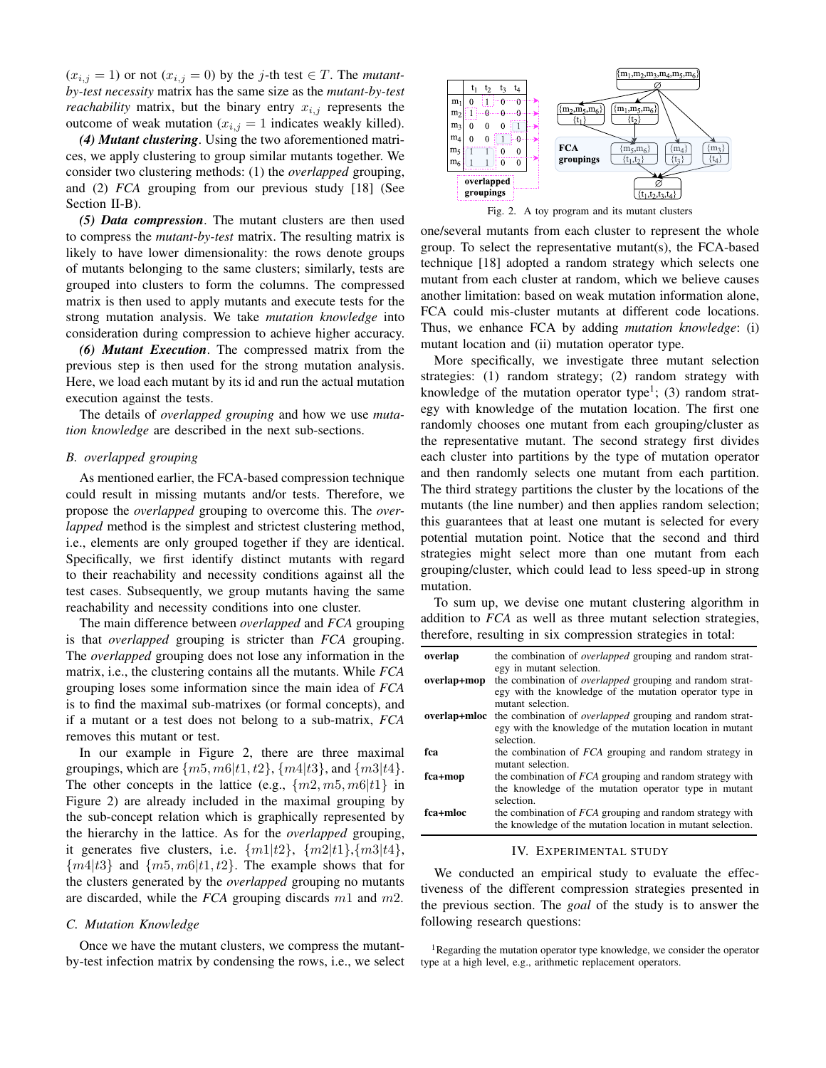($x_{i,j} = 1$) or not ($x_{i,j} = 0$) by the $j$-th test $\in T$. The *mutant-by-test necessity* matrix has the same size as the *mutant-by-test reachability* matrix, but the binary entry $x_{i,j}$ represents the outcome of weak mutation ($x_{i,j} = 1$ indicates weakly killed).

***(4) Mutant clustering***. Using the two aforementioned matrices, we apply clustering to group similar mutants together. We consider two clustering methods: (1) the *overlapped* grouping, and (2) *FCA* grouping from our previous study [18] (See Section II-B).

***(5) Data compression***. The mutant clusters are then used to compress the *mutant-by-test* matrix. The resulting matrix is likely to have lower dimensionality: the rows denote groups of mutants belonging to the same clusters; similarly, tests are grouped into clusters to form the columns. The compressed matrix is then used to apply mutants and execute tests for the strong mutation analysis. We take *mutation knowledge* into consideration during compression to achieve higher accuracy.

***(6) Mutant Execution***. The compressed matrix from the previous step is then used for the strong mutation analysis. Here, we load each mutant by its id and run the actual mutation execution against the tests.

The details of *overlapped grouping* and how we use *mutation knowledge* are described in the next sub-sections.

### B. overlapped grouping

As mentioned earlier, the FCA-based compression technique could result in missing mutants and/or tests. Therefore, we propose the *overlapped* grouping to overcome this. The *overlapped* method is the simplest and strictest clustering method, i.e., elements are only grouped together if they are identical. Specifically, we first identify distinct mutants with regard to their reachability and necessity conditions against all the test cases. Subsequently, we group mutants having the same reachability and necessity conditions into one cluster.

The main difference between *overlapped* and *FCA* grouping is that *overlapped* grouping is stricter than *FCA* grouping. The *overlapped* grouping does not lose any information in the matrix, i.e., the clustering contains all the mutants. While *FCA* grouping loses some information since the main idea of *FCA* is to find the maximal sub-matrixes (or formal concepts), and if a mutant or a test does not belong to a sub-matrix, *FCA* removes this mutant or test.

In our example in Figure 2, there are three maximal groupings, which are $\{m5, m6|t1, t2\}$, $\{m4|t3\}$, and $\{m3|t4\}$. The other concepts in the lattice (e.g., $\{m2, m5, m6|t1\}$ in Figure 2) are already included in the maximal grouping by the sub-concept relation which is graphically represented by the hierarchy in the lattice. As for the *overlapped* grouping, it generates five clusters, i.e. $\{m1|t2\}$, $\{m2|t1\}$,$\{m3|t4\}$, $\{m4|t3\}$ and $\{m5, m6|t1, t2\}$. The example shows that for the clusters generated by the *overlapped* grouping no mutants are discarded, while the *FCA* grouping discards $m1$ and $m2$.

### C. Mutation Knowledge

Once we have the mutant clusters, we compress the mutant-by-test infection matrix by condensing the rows, i.e., we select one/several mutants from each cluster to represent the whole group. To select the representative mutant(s), the FCA-based technique [18] adopted a random strategy which selects one mutant from each cluster at random, which we believe causes another limitation: based on weak mutation information alone, FCA could mis-cluster mutants at different code locations. Thus, we enhance FCA by adding *mutation knowledge*: (i) mutant location and (ii) mutation operator type.

|  | $t_1$ | $t_2$ | $t_3$ | $t_4$ |
|---|---|---|---|---|
| $m_1$ | 0 | 1 | 0 | 0 |
| $m_2$ | 1 | 0 | 0 | 0 |
| $m_3$ | 0 | 0 | 0 | 1 |
| $m_4$ | 0 | 0 | 1 | 0 |
| $m_5$ | 1 | 1 | 0 | 0 |
| $m_6$ | 1 | 1 | 0 | 0 |

overlapped groupings

FCA groupings

$\{m_1,m_2,m_3,m_4,m_5,m_6\}$ / $\varnothing$

$\{m_2,m_5,m_6\}$ / $\{t_1\}$

$\{m_1,m_5,m_6\}$ / $\{t_2\}$

$\{m_5,m_6\}$ / $\{t_1,t_2\}$

$\{m_4\}$ / $\{t_3\}$

$\{m_3\}$ / $\{t_4\}$

$\varnothing$ / $\{t_1,t_2,t_3,t_4\}$

Fig. 2. A toy program and its mutant clusters

More specifically, we investigate three mutant selection strategies: (1) random strategy; (2) random strategy with knowledge of the mutation operator type[1]; (3) random strategy with knowledge of the mutation location. The first one randomly chooses one mutant from each grouping/cluster as the representative mutant. The second strategy first divides each cluster into partitions by the type of mutation operator and then randomly selects one mutant from each partition. The third strategy partitions the cluster by the locations of the mutants (the line number) and then applies random selection; this guarantees that at least one mutant is selected for every potential mutation point. Notice that the second and third strategies might select more than one mutant from each grouping/cluster, which could lead to less speed-up in strong mutation.

To sum up, we devise one mutant clustering algorithm in addition to *FCA* as well as three mutant selection strategies, therefore, resulting in six compression strategies in total:

| | |
|---|---|
| **overlap** | the combination of *overlapped* grouping and random strategy in mutant selection. |
| **overlap+mop** | the combination of *overlapped* grouping and random strategy with the knowledge of the mutation operator type in mutant selection. |
| **overlap+mloc** | the combination of *overlapped* grouping and random strategy with the knowledge of the mutation location in mutant selection. |
| **fca** | the combination of *FCA* grouping and random strategy in mutant selection. |
| **fca+mop** | the combination of *FCA* grouping and random strategy with the knowledge of the mutation operator type in mutant selection. |
| **fca+mloc** | the combination of *FCA* grouping and random strategy with the knowledge of the mutation location in mutant selection. |

## IV. Experimental Study

We conducted an empirical study to evaluate the effectiveness of the different compression strategies presented in the previous section. The *goal* of the study is to answer the following research questions:

[1]Regarding the mutation operator type knowledge, we consider the operator type at a high level, e.g., arithmetic replacement operators.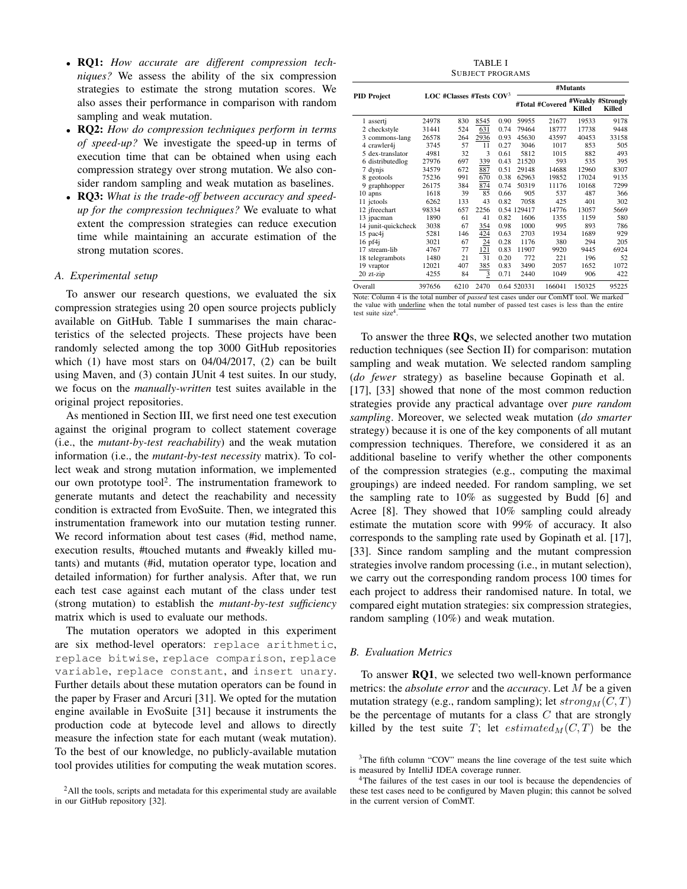- **RQ1:** *How accurate are different compression techniques?* We assess the ability of the six compression strategies to estimate the strong mutation scores. We also asses their performance in comparison with random sampling and weak mutation.
- **RQ2:** *How do compression techniques perform in terms of speed-up?* We investigate the speed-up in terms of execution time that can be obtained when using each compression strategy over strong mutation. We also consider random sampling and weak mutation as baselines.
- **RQ3:** *What is the trade-off between accuracy and speed-up for the compression techniques?* We evaluate to what extent the compression strategies can reduce execution time while maintaining an accurate estimation of the strong mutation scores.

### A. Experimental setup

To answer our research questions, we evaluated the six compression strategies using 20 open source projects publicly available on GitHub. Table I summarises the main characteristics of the selected projects. These projects have been randomly selected among the top 3000 GitHub repositories which (1) have most stars on 04/04/2017, (2) can be built using Maven, and (3) contain JUnit 4 test suites. In our study, we focus on the *manually-written* test suites available in the original project repositories.

As mentioned in Section III, we first need one test execution against the original program to collect statement coverage (i.e., the *mutant-by-test reachability*) and the weak mutation information (i.e., the *mutant-by-test necessity* matrix). To collect weak and strong mutation information, we implemented our own prototype tool[2]. The instrumentation framework to generate mutants and detect the reachability and necessity condition is extracted from EvoSuite. Then, we integrated this instrumentation framework into our mutation testing runner. We record information about test cases (#id, method name, execution results, #touched mutants and #weakly killed mutants) and mutants (#id, mutation operator type, location and detailed information) for further analysis. After that, we run each test case against each mutant of the class under test (strong mutation) to establish the *mutant-by-test sufficiency* matrix which is used to evaluate our methods.

The mutation operators we adopted in this experiment are six method-level operators: `replace arithmetic`, `replace bitwise`, `replace comparison`, `replace variable`, `replace constant`, and `insert unary`. Further details about these mutation operators can be found in the paper by Fraser and Arcuri [31]. We opted for the mutation engine available in EvoSuite [31] because it instruments the production code at bytecode level and allows to directly measure the infection state for each mutant (weak mutation). To the best of our knowledge, no publicly-available mutation tool provides utilities for computing the weak mutation scores.

[2] All the tools, scripts and metadata for this experimental study are available in our GitHub repository [32].

TABLE I
SUBJECT PROGRAMS

| PID | Project | LOC | #Classes | #Tests | COV[3] | #Mutants | | | |
|---|---|---|---|---|---|---|---|---|---|
| | | | | | | #Total | #Covered | #Weakly Killed | #Strongly Killed |
| 1 | assertj | 24978 | 830 | <u>8545</u> | 0.90 | 59955 | 21677 | 19533 | 9178 |
| 2 | checkstyle | 31441 | 524 | <u>631</u> | 0.74 | 79464 | 18777 | 17738 | 9448 |
| 3 | commons-lang | 26578 | 264 | <u>2936</u> | 0.93 | 45630 | 43597 | 40453 | 33158 |
| 4 | crawler4j | 3745 | 57 | 11 | 0.27 | 3046 | 1017 | 853 | 505 |
| 5 | dex-translator | 4981 | 32 | 3 | 0.61 | 5812 | 1015 | 882 | 493 |
| 6 | distributedlog | 27976 | 697 | <u>339</u> | 0.43 | 21520 | 593 | 535 | 395 |
| 7 | dynjs | 34579 | 672 | <u>887</u> | 0.51 | 29148 | 14688 | 12960 | 8307 |
| 8 | geotools | 75236 | 991 | <u>670</u> | 0.38 | 62963 | 19852 | 17024 | 9135 |
| 9 | graphhopper | 26175 | 384 | <u>874</u> | 0.74 | 50319 | 11176 | 10168 | 7299 |
| 10 | apns | 1618 | 39 | 85 | 0.66 | 905 | 537 | 487 | 366 |
| 11 | jctools | 6262 | 133 | 43 | 0.82 | 7058 | 425 | 401 | 302 |
| 12 | jfreechart | 98334 | 657 | 2256 | 0.54 | 129417 | 14776 | 13057 | 5669 |
| 13 | jpacman | 1890 | 61 | 41 | 0.82 | 1606 | 1355 | 1159 | 580 |
| 14 | junit-quickcheck | 3038 | 67 | <u>354</u> | 0.98 | 1000 | 995 | 893 | 786 |
| 15 | pac4j | 5281 | 146 | <u>424</u> | 0.63 | 2703 | 1934 | 1689 | 929 |
| 16 | pf4j | 3021 | 67 | <u>24</u> | 0.28 | 1176 | 380 | 294 | 205 |
| 17 | stream-lib | 4767 | 77 | <u>121</u> | 0.83 | 11907 | 9920 | 9445 | 6924 |
| 18 | telegrambots | 1480 | 21 | 31 | 0.20 | 772 | 221 | 196 | 52 |
| 19 | vraptor | 12021 | 407 | <u>385</u> | 0.83 | 3490 | 2057 | 1652 | 1072 |
| 20 | zt-zip | 4255 | 84 | <u>3</u> | 0.71 | 2440 | 1049 | 906 | 422 |
| Overall | | 397656 | 6210 | 2470 | 0.64 | 520331 | 166041 | 150325 | 95225 |

Note: Column 4 is the total number of *passed* test cases under our ComMT tool. We marked the value with <u>underline</u> when the total number of passed test cases is less than the entire test suite size[4].

To answer the three **RQ**s, we selected another two mutation reduction techniques (see Section II) for comparison: mutation sampling and weak mutation. We selected random sampling (*do fewer* strategy) as baseline because Gopinath et al. [17], [33] showed that none of the most common reduction strategies provide any practical advantage over *pure random sampling*. Moreover, we selected weak mutation (*do smarter* strategy) because it is one of the key components of all mutant compression techniques. Therefore, we considered it as an additional baseline to verify whether the other components of the compression strategies (e.g., computing the maximal groupings) are indeed needed. For random sampling, we set the sampling rate to 10% as suggested by Budd [6] and Acree [8]. They showed that 10% sampling could already estimate the mutation score with 99% of accuracy. It also corresponds to the sampling rate used by Gopinath et al. [17], [33]. Since random sampling and the mutant compression strategies involve random processing (i.e., in mutant selection), we carry out the corresponding random process 100 times for each project to address their randomised nature. In total, we compared eight mutation strategies: six compression strategies, random sampling (10%) and weak mutation.

### B. Evaluation Metrics

To answer **RQ1**, we selected two well-known performance metrics: the *absolute error* and the *accuracy*. Let $M$ be a given mutation strategy (e.g., random sampling); let $strong_M(C, T)$ be the percentage of mutants for a class $C$ that are strongly killed by the test suite $T$; let $estimated_M(C, T)$ be the

[3] The fifth column "COV" means the line coverage of the test suite which is measured by IntelliJ IDEA coverage runner.

[4] The failures of the test cases in our tool is because the dependencies of these test cases need to be configured by Maven plugin; this cannot be solved in the current version of ComMT.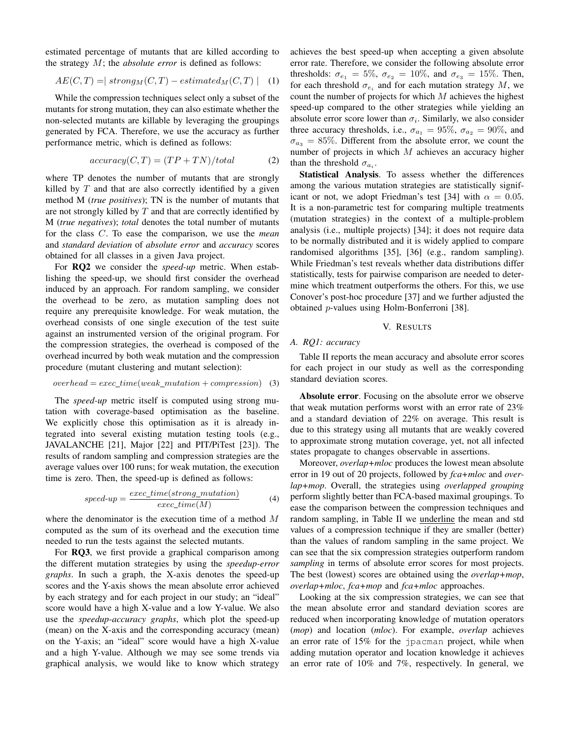estimated percentage of mutants that are killed according to the strategy $M$; the *absolute error* is defined as follows:

$$AE(C,T) = | \, strong_M(C,T) - estimated_M(C,T) \, | \quad (1)$$

While the compression techniques select only a subset of the mutants for strong mutation, they can also estimate whether the non-selected mutants are killable by leveraging the groupings generated by FCA. Therefore, we use the accuracy as further performance metric, which is defined as follows:

$$accuracy(C,T) = (TP + TN)/total \quad (2)$$

where TP denotes the number of mutants that are strongly killed by $T$ and that are also correctly identified by a given method M (*true positives*); TN is the number of mutants that are not strongly killed by $T$ and that are correctly identified by M (*true negatives*); *total* denotes the total number of mutants for the class $C$. To ease the comparison, we use the *mean* and *standard deviation* of *absolute error* and *accuracy* scores obtained for all classes in a given Java project.

For **RQ2** we consider the *speed-up* metric. When establishing the speed-up, we should first consider the overhead induced by an approach. For random sampling, we consider the overhead to be zero, as mutation sampling does not require any prerequisite knowledge. For weak mutation, the overhead consists of one single execution of the test suite against an instrumented version of the original program. For the compression strategies, the overhead is composed of the overhead incurred by both weak mutation and the compression procedure (mutant clustering and mutant selection):

$$overhead = exec\_time(weak\_mutation + compression) \quad (3)$$

The *speed-up* metric itself is computed using strong mutation with coverage-based optimisation as the baseline. We explicitly chose this optimisation as it is already integrated into several existing mutation testing tools (e.g., JAVALANCHE [21], Major [22] and PIT/PiTest [23]). The results of random sampling and compression strategies are the average values over 100 runs; for weak mutation, the execution time is zero. Then, the speed-up is defined as follows:

$$speed\text{-}up = \frac{exec\_time(strong\_mutation)}{exec\_time(M)} \quad (4)$$

where the denominator is the execution time of a method $M$ computed as the sum of its overhead and the execution time needed to run the tests against the selected mutants.

For **RQ3**, we first provide a graphical comparison among the different mutation strategies by using the *speedup-error graphs*. In such a graph, the X-axis denotes the speed-up scores and the Y-axis shows the mean absolute error achieved by each strategy and for each project in our study; an "ideal" score would have a high X-value and a low Y-value. We also use the *speedup-accuracy graphs*, which plot the speed-up (mean) on the X-axis and the corresponding accuracy (mean) on the Y-axis; an "ideal" score would have a high X-value and a high Y-value. Although we may see some trends via graphical analysis, we would like to know which strategy achieves the best speed-up when accepting a given absolute error rate. Therefore, we consider the following absolute error thresholds: $\sigma_{e_1} = 5\%$, $\sigma_{e_2} = 10\%$, and $\sigma_{e_3} = 15\%$. Then, for each threshold $\sigma_{e_i}$ and for each mutation strategy $M$, we count the number of projects for which $M$ achieves the highest speed-up compared to the other strategies while yielding an absolute error score lower than $\sigma_i$. Similarly, we also consider three accuracy thresholds, i.e., $\sigma_{a_1} = 95\%$, $\sigma_{a_2} = 90\%$, and $\sigma_{a_3} = 85\%$. Different from the absolute error, we count the number of projects in which $M$ achieves an accuracy higher than the threshold $\sigma_{a_i}$.

**Statistical Analysis**. To assess whether the differences among the various mutation strategies are statistically significant or not, we adopt Friedman's test [34] with $\alpha = 0.05$. It is a non-parametric test for comparing multiple treatments (mutation strategies) in the context of a multiple-problem analysis (i.e., multiple projects) [34]; it does not require data to be normally distributed and it is widely applied to compare randomised algorithms [35], [36] (e.g., random sampling). While Friedman's test reveals whether data distributions differ statistically, tests for pairwise comparison are needed to determine which treatment outperforms the others. For this, we use Conover's post-hoc procedure [37] and we further adjusted the obtained $p$-values using Holm-Bonferroni [38].

## V. Results

### A. RQ1: accuracy

Table II reports the mean accuracy and absolute error scores for each project in our study as well as the corresponding standard deviation scores.

**Absolute error**. Focusing on the absolute error we observe that weak mutation performs worst with an error rate of 23% and a standard deviation of 22% on average. This result is due to this strategy using all mutants that are weakly covered to approximate strong mutation coverage, yet, not all infected states propagate to changes observable in assertions.

Moreover, *overlap+mloc* produces the lowest mean absolute error in 19 out of 20 projects, followed by *fca+mloc* and *overlap+mop*. Overall, the strategies using *overlapped grouping* perform slightly better than FCA-based maximal groupings. To ease the comparison between the compression techniques and random sampling, in Table II we underline the mean and std values of a compression technique if they are smaller (better) than the values of random sampling in the same project. We can see that the six compression strategies outperform *random sampling* in terms of absolute error scores for most projects. The best (lowest) scores are obtained using the *overlap+mop*, *overlap+mloc*, *fca+mop* and *fca+mloc* approaches.

Looking at the six compression strategies, we can see that the mean absolute error and standard deviation scores are reduced when incorporating knowledge of mutation operators (*mop*) and location (*mloc*). For example, *overlap* achieves an error rate of 15% for the `jpacman` project, while when adding mutation operator and location knowledge it achieves an error rate of 10% and 7%, respectively. In general, we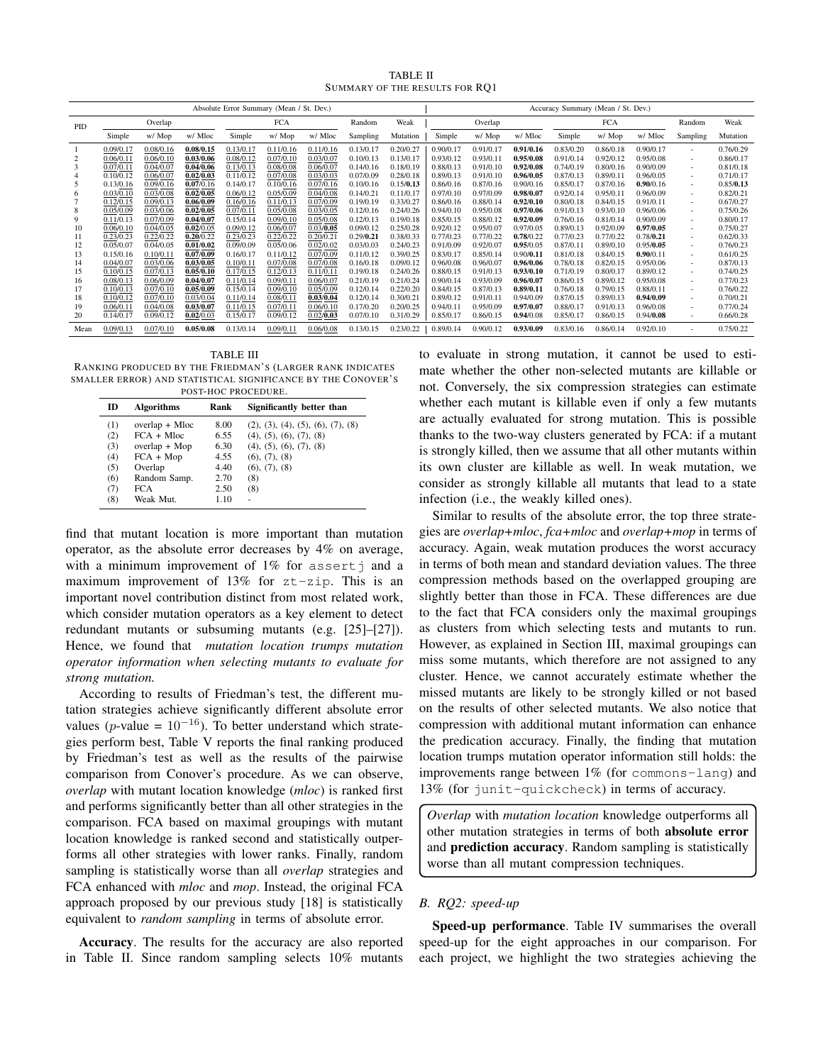TABLE II
SUMMARY OF THE RESULTS FOR RQ1

| PID | Absolute Error Summary (Mean / St. Dev.) | | | | | | | | Accuracy Summary (Mean / St. Dev.) | | | | | | | |
|---|---|---|---|---|---|---|---|---|---|---|---|---|---|---|---|---|
| | Overlap | | | FCA | | | Random | Weak | Overlap | | | FCA | | | Random | Weak |
| | Simple | w/ Mop | w/ Mloc | Simple | w/ Mop | w/ Mloc | Sampling | Mutation | Simple | w/ Mop | w/ Mloc | Simple | w/ Mop | w/ Mloc | Sampling | Mutation |
| 1 | 0.09/0.17 | 0.08/0.16 | **0.08/0.15** | 0.13/0.17 | 0.11/0.16 | 0.11/0.16 | 0.13/0.17 | 0.20/0.27 | 0.90/0.17 | 0.91/0.17 | **0.91/0.16** | 0.83/0.20 | 0.86/0.18 | 0.90/0.17 | - | 0.76/0.29 |
| 2 | 0.06/0.11 | 0.06/0.10 | **0.03/0.06** | 0.08/0.12 | 0.07/0.10 | 0.03/0.07 | 0.10/0.13 | 0.13/0.17 | 0.93/0.12 | 0.93/0.11 | **0.95/0.08** | 0.91/0.14 | 0.92/0.12 | 0.95/0.08 | - | 0.86/0.17 |
| 3 | 0.07/0.11 | 0.04/0.07 | **0.04/0.06** | 0.13/0.13 | 0.08/0.08 | 0.04/0.07 | 0.14/0.16 | 0.18/0.19 | 0.88/0.13 | 0.91/0.10 | **0.92/0.08** | 0.74/0.19 | 0.80/0.16 | 0.90/0.09 | - | 0.81/0.18 |
| 4 | 0.10/0.12 | 0.06/0.07 | **0.02/0.03** | 0.11/0.12 | 0.07/0.08 | 0.03/0.03 | 0.07/0.09 | 0.28/0.18 | 0.89/0.13 | 0.91/0.10 | **0.96/0.05** | 0.87/0.13 | 0.89/0.11 | 0.96/0.05 | - | 0.71/0.17 |
| 5 | 0.13/0.16 | 0.09/0.16 | **0.07**/0.16 | 0.14/0.17 | 0.10/0.16 | 0.07/0.16 | 0.10/0.16 | 0.15/**0.13** | 0.86/0.16 | 0.87/0.16 | 0.90/0.16 | 0.85/0.17 | 0.87/0.16 | **0.90**/0.16 | - | 0.85/**0.13** |
| 6 | 0.03/0.10 | 0.03/0.08 | **0.02/0.05** | 0.06/0.12 | 0.05/0.09 | 0.04/0.08 | 0.14/0.21 | 0.11/0.17 | 0.97/0.10 | 0.97/0.09 | **0.98/0.07** | 0.92/0.14 | 0.95/0.11 | 0.96/0.09 | - | 0.82/0.21 |
| 7 | 0.12/0.15 | 0.09/0.13 | **0.06/0.09** | 0.16/0.16 | 0.11/0.13 | 0.07/0.09 | 0.19/0.19 | 0.33/0.27 | 0.86/0.16 | 0.88/0.14 | **0.92/0.10** | 0.80/0.18 | 0.84/0.15 | 0.91/0.11 | - | 0.67/0.27 |
| 8 | 0.05/0.09 | 0.03/0.06 | **0.02/0.05** | 0.07/0.11 | 0.05/0.08 | 0.03/0.05 | 0.12/0.16 | 0.24/0.26 | 0.94/0.10 | 0.95/0.08 | **0.97/0.06** | 0.91/0.13 | 0.93/0.10 | 0.96/0.06 | - | 0.75/0.26 |
| 9 | 0.11/0.13 | 0.07/0.09 | **0.04/0.07** | 0.15/0.14 | 0.09/0.10 | 0.05/0.08 | 0.12/0.13 | 0.19/0.18 | 0.85/0.15 | 0.88/0.12 | **0.92/0.09** | 0.76/0.16 | 0.81/0.14 | 0.90/0.09 | - | 0.80/0.17 |
| 10 | 0.06/0.10 | 0.04/0.05 | **0.02**/0.05 | 0.09/0.12 | 0.06/0.07 | 0.03/**0.05** | 0.09/0.12 | 0.25/0.28 | 0.92/0.12 | 0.95/0.07 | 0.97/0.05 | 0.89/0.13 | 0.92/0.09 | **0.97/0.05** | - | 0.75/0.27 |
| 11 | 0.23/0.23 | 0.22/0.22 | **0.20**/0.22 | 0.23/0.23 | 0.22/0.22 | 0.20/0.21 | 0.29/**0.21** | 0.38/0.33 | 0.77/0.23 | 0.77/0.22 | **0.78**/0.22 | 0.77/0.23 | 0.77/0.22 | 0.78/**0.21** | - | 0.62/0.33 |
| 12 | 0.05/0.07 | 0.04/0.05 | **0.01/0.02** | 0.09/0.09 | 0.05/0.06 | 0.02/0.02 | 0.03/0.03 | 0.24/0.23 | 0.91/0.09 | 0.92/0.07 | **0.95**/0.05 | 0.87/0.11 | 0.89/0.10 | 0.95/**0.05** | - | 0.76/0.23 |
| 13 | 0.15/0.16 | 0.10/0.11 | **0.07/0.09** | 0.16/0.17 | 0.11/0.12 | 0.07/0.09 | 0.11/0.12 | 0.39/0.25 | 0.83/0.17 | 0.85/0.14 | 0.90/**0.11** | 0.81/0.18 | 0.84/0.15 | **0.90**/0.11 | - | 0.61/0.25 |
| 14 | 0.04/0.07 | 0.03/0.06 | **0.03/0.05** | 0.10/0.11 | 0.07/0.08 | 0.07/0.08 | 0.16/0.18 | 0.09/0.12 | 0.96/0.08 | 0.96/0.07 | **0.96/0.06** | 0.78/0.18 | 0.82/0.15 | 0.95/0.06 | - | 0.87/0.13 |
| 15 | 0.10/0.15 | 0.07/0.13 | **0.05/0.10** | 0.17/0.15 | 0.12/0.13 | 0.11/0.11 | 0.19/0.18 | 0.24/0.26 | 0.88/0.15 | 0.91/0.13 | **0.93/0.10** | 0.71/0.19 | 0.80/0.17 | 0.89/0.12 | - | 0.74/0.25 |
| 16 | 0.08/0.13 | 0.06/0.09 | **0.04/0.07** | 0.11/0.14 | 0.09/0.11 | 0.06/0.07 | 0.21/0.19 | 0.21/0.24 | 0.90/0.14 | 0.93/0.09 | **0.96/0.07** | 0.86/0.15 | 0.89/0.12 | 0.95/0.08 | - | 0.77/0.23 |
| 17 | 0.10/0.13 | 0.07/0.10 | **0.05/0.09** | 0.15/0.14 | 0.09/0.10 | 0.05/0.09 | 0.12/0.14 | 0.22/0.20 | 0.84/0.15 | 0.87/0.13 | **0.89/0.11** | 0.76/0.18 | 0.79/0.15 | 0.88/0.11 | - | 0.76/0.22 |
| 18 | 0.10/0.12 | 0.07/0.10 | 0.03/0.04 | 0.11/0.14 | 0.08/0.11 | **0.03/0.04** | 0.12/0.14 | 0.30/0.21 | 0.89/0.12 | 0.91/0.11 | 0.94/0.09 | 0.87/0.15 | 0.89/0.13 | **0.94/0.09** | - | 0.70/0.21 |
| 19 | 0.06/0.11 | 0.04/0.08 | **0.03/0.07** | 0.11/0.15 | 0.07/0.11 | 0.06/0.10 | 0.17/0.20 | 0.20/0.25 | 0.94/0.11 | 0.95/0.09 | **0.97/0.07** | 0.88/0.17 | 0.91/0.13 | 0.96/0.08 | - | 0.77/0.24 |
| 20 | 0.14/0.17 | 0.09/0.12 | **0.02**/0.03 | 0.15/0.17 | 0.09/0.12 | 0.02/**0.03** | 0.07/0.10 | 0.31/0.29 | 0.85/0.17 | 0.86/0.15 | **0.94**/0.08 | 0.85/0.17 | 0.86/0.15 | 0.94/**0.08** | - | 0.66/0.28 |
| Mean | 0.09/0.13 | 0.07/0.10 | **0.05/0.08** | 0.13/0.14 | 0.09/0.11 | 0.06/0.08 | 0.13/0.15 | 0.23/0.22 | 0.89/0.14 | 0.90/0.12 | **0.93/0.09** | 0.83/0.16 | 0.86/0.14 | 0.92/0.10 | - | 0.75/0.22 |

TABLE III
RANKING PRODUCED BY THE FRIEDMAN'S (LARGER RANK INDICATES SMALLER ERROR) AND STATISTICAL SIGNIFICANCE BY THE CONOVER'S POST-HOC PROCEDURE.

| ID | Algorithms | Rank | Significantly better than |
|---|---|---|---|
| (1) | overlap + Mloc | 8.00 | (2), (3), (4), (5), (6), (7), (8) |
| (2) | FCA + Mloc | 6.55 | (4), (5), (6), (7), (8) |
| (3) | overlap + Mop | 6.30 | (4), (5), (6), (7), (8) |
| (4) | FCA + Mop | 4.55 | (6), (7), (8) |
| (5) | Overlap | 4.40 | (6), (7), (8) |
| (6) | Random Samp. | 2.70 | (8) |
| (7) | FCA | 2.50 | (8) |
| (8) | Weak Mut. | 1.10 | - |

find that mutant location is more important than mutation operator, as the absolute error decreases by 4% on average, with a minimum improvement of 1% for `assertj` and a maximum improvement of 13% for `zt-zip`. This is an important novel contribution distinct from most related work, which consider mutation operators as a key element to detect redundant mutants or subsuming mutants (e.g. [25]–[27]). Hence, we found that *mutation location trumps mutation operator information when selecting mutants to evaluate for strong mutation.*

According to results of Friedman's test, the different mutation strategies achieve significantly different absolute error values ($p$-value = $10^{-16}$). To better understand which strategies perform best, Table V reports the final ranking produced by Friedman's test as well as the results of the pairwise comparison from Conover's procedure. As we can observe, *overlap* with mutant location knowledge (*mloc*) is ranked first and performs significantly better than all other strategies in the comparison. FCA based on maximal groupings with mutant location knowledge is ranked second and statistically outperforms all other strategies with lower ranks. Finally, random sampling is statistically worse than all *overlap* strategies and FCA enhanced with *mloc* and *mop*. Instead, the original FCA approach proposed by our previous study [18] is statistically equivalent to *random sampling* in terms of absolute error.

**Accuracy**. The results for the accuracy are also reported in Table II. Since random sampling selects 10% mutants to evaluate in strong mutation, it cannot be used to estimate whether the other non-selected mutants are killable or not. Conversely, the six compression strategies can estimate whether each mutant is killable even if only a few mutants are actually evaluated for strong mutation. This is possible thanks to the two-way clusters generated by FCA: if a mutant is strongly killed, then we assume that all other mutants within its own cluster are killable as well. In weak mutation, we consider as strongly killable all mutants that lead to a state infection (i.e., the weakly killed ones).

Similar to results of the absolute error, the top three strategies are *overlap+mloc*, *fca+mloc* and *overlap+mop* in terms of accuracy. Again, weak mutation produces the worst accuracy in terms of both mean and standard deviation values. The three compression methods based on the overlapped grouping are slightly better than those in FCA. These differences are due to the fact that FCA considers only the maximal groupings as clusters from which selecting tests and mutants to run. However, as explained in Section III, maximal groupings can miss some mutants, which therefore are not assigned to any cluster. Hence, we cannot accurately estimate whether the missed mutants are likely to be strongly killed or not based on the results of other selected mutants. We also notice that compression with additional mutant information can enhance the predication accuracy. Finally, the finding that mutation location trumps mutation operator information still holds: the improvements range between 1% (for `commons-lang`) and 13% (for `junit-quickcheck`) in terms of accuracy.

*Overlap* with *mutation location* knowledge outperforms all other mutation strategies in terms of both **absolute error** and **prediction accuracy**. Random sampling is statistically worse than all mutant compression techniques.

### *B. RQ2: speed-up*

**Speed-up performance**. Table IV summarises the overall speed-up for the eight approaches in our comparison. For each project, we highlight the two strategies achieving the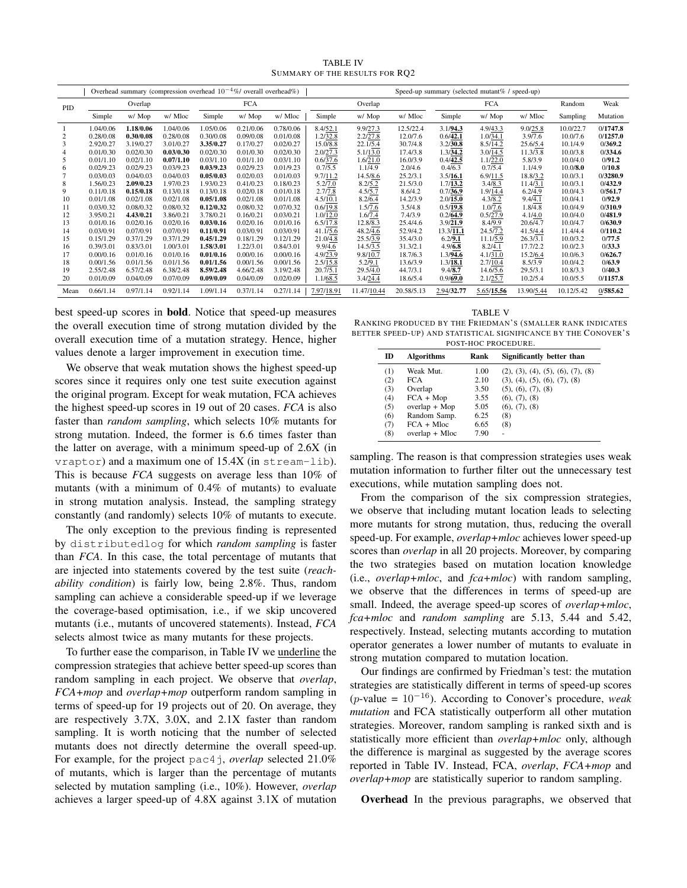TABLE IV
SUMMARY OF THE RESULTS FOR RQ2

| PID | Overhead summary (compression overhead $10^{-4}$%/ overall overhead%) | | | | | | Speed-up summary (selected mutant% / speed-up) | | | | | | | |
|---|---|---|---|---|---|---|---|---|---|---|---|---|---|---|
| | Overlap | | | FCA | | | Overlap | | | FCA | | | Random | Weak |
| | Simple | w/ Mop | w/ Mloc | Simple | w/ Mop | w/ Mloc | Simple | w/ Mop | w/ Mloc | Simple | w/ Mop | w/ Mloc | Sampling | Mutation |
| 1 | 1.04/0.06 | **1.18/0.06** | 1.04/0.06 | 1.05/0.06 | 0.21/0.06 | 0.78/0.06 | 8.4/52.1 | 9.9/27.3 | 12.5/22.4 | 3.1/**94.3** | 4.9/43.3 | 9.0/25.8 | 10.0/22.7 | 0/**1747.8** |
| 2 | 0.28/0.08 | **0.30/0.08** | 0.28/0.08 | 0.30/0.08 | 0.09/0.08 | 0.01/0.08 | 1.2/32.8 | 2.2/27.8 | 12.0/7.6 | 0.6/**42.1** | 1.0/34.1 | 3.9/7.6 | 10.0/7.6 | 0/**1257.0** |
| 3 | 2.92/0.27 | 3.19/0.27 | 3.01/0.27 | **3.35/0.27** | 0.17/0.27 | 0.02/0.27 | 15.0/8.8 | 22.1/5.4 | 30.7/4.8 | 3.2/**30.8** | 8.5/14.2 | 25.6/5.4 | 10.1/4.9 | 0/**369.2** |
| 4 | 0.01/0.30 | 0.02/0.30 | **0.03/0.30** | 0.02/0.30 | 0.01/0.30 | 0.02/0.30 | 2.0/27.3 | 5.1/13.0 | 17.4/3.8 | 1.3/**34.2** | 3.0/14.5 | 11.3/3.8 | 10.0/3.8 | 0/**334.6** |
| 5 | 0.01/1.10 | 0.02/1.10 | **0.07/1.10** | 0.03/1.10 | 0.01/1.10 | 0.03/1.10 | 0.6/37.6 | 1.6/21.0 | 16.0/3.9 | 0.4/**42.5** | 1.1/22.0 | 5.8/3.9 | 10.0/4.0 | 0/**91.2** |
| 6 | 0.02/9.23 | 0.02/9.23 | 0.03/9.23 | **0.03/9.23** | 0.02/9.23 | 0.01/9.23 | 0.7/5.5 | 1.1/4.9 | 2.0/4.6 | 0.4/6.3 | 0.7/5.4 | 1.1/4.9 | 10.0/**8.0** | 0/**10.8** |
| 7 | 0.03/0.03 | 0.04/0.03 | 0.04/0.03 | **0.05/0.03** | 0.02/0.03 | 0.01/0.03 | 9.7/11.2 | 14.5/8.6 | 25.2/3.1 | 3.5/**16.1** | 6.9/11.5 | 18.8/3.2 | 10.0/3.1 | 0/**3280.9** |
| 8 | 1.56/0.23 | **2.09/0.23** | 1.97/0.23 | 1.93/0.23 | 0.41/0.23 | 0.18/0.23 | 5.2/7.0 | 8.2/5.2 | 21.5/3.0 | 1.7/**13.2** | 3.4/8.3 | 11.4/3.1 | 10.0/3.1 | 0/**432.9** |
| 9 | 0.11/0.18 | **0.15/0.18** | 0.13/0.18 | 0.13/0.18 | 0.02/0.18 | 0.01/0.18 | 2.7/7.8 | 4.5/5.7 | 8.6/4.2 | 0.7/**36.9** | 1.9/14.4 | 6.2/4.9 | 10.0/4.3 | 0/**561.7** |
| 10 | 0.01/1.08 | 0.02/1.08 | 0.02/1.08 | **0.05/1.08** | 0.02/1.08 | 0.01/1.08 | 4.5/10.1 | 8.2/6.4 | 14.2/3.9 | 2.0/**15.0** | 4.3/8.2 | 9.4/4.1 | 10.0/4.1 | 0/**92.9** |
| 11 | 0.03/0.32 | 0.08/0.32 | 0.08/0.32 | **0.12/0.32** | 0.08/0.32 | 0.07/0.32 | 0.6/19.8 | 1.5/7.6 | 3.5/4.8 | 0.5/**19.8** | 1.0/7.6 | 1.8/4.8 | 10.0/4.9 | 0/**310.9** |
| 12 | 3.95/0.21 | **4.43/0.21** | 3.86/0.21 | 3.78/0.21 | 0.16/0.21 | 0.03/0.21 | 1.0/12.0 | 1.6/7.4 | 7.4/3.9 | 0.2/**64.9** | 0.5/27.9 | 4.1/4.0 | 10.0/4.0 | 0/**481.9** |
| 13 | 0.01/0.16 | 0.02/0.16 | 0.02/0.16 | **0.03/0.16** | 0.02/0.16 | 0.01/0.16 | 6.5/17.8 | 12.8/8.3 | 25.4/4.6 | 3.9/**21.9** | 8.4/9.9 | 20.6/4.7 | 10.0/4.7 | 0/**630.9** |
| 14 | 0.03/0.91 | 0.07/0.91 | 0.07/0.91 | **0.11/0.91** | 0.03/0.91 | 0.03/0.91 | 41.1/5.6 | 48.2/4.6 | 52.9/4.2 | 13.3/**11.1** | 24.5/7.2 | 41.5/4.4 | 11.4/4.4 | 0/**110.2** |
| 15 | 0.15/1.29 | 0.37/1.29 | 0.37/1.29 | **0.45/1.29** | 0.18/1.29 | 0.12/1.29 | 21.0/4.8 | 25.5/3.9 | 35.4/3.0 | 6.2/**9.1** | 11.1/5.9 | 26.3/3.1 | 10.0/3.2 | 0/**77.5** |
| 16 | 0.39/3.01 | 0.83/3.01 | 1.00/3.01 | **1.58/3.01** | 1.22/3.01 | 0.84/3.01 | 9.9/4.6 | 14.5/3.5 | 31.3/2.1 | 4.9/**6.8** | 8.2/4.1 | 17.7/2.2 | 10.0/2.3 | 0/**33.3** |
| 17 | 0.00/0.16 | 0.01/0.16 | 0.01/0.16 | **0.01/0.16** | 0.00/0.16 | 0.00/0.16 | 4.9/23.9 | 9.8/10.7 | 18.7/6.3 | 1.3/**94.6** | 4.1/31.0 | 15.2/6.4 | 10.0/6.3 | 0/**626.7** |
| 18 | 0.00/1.56 | 0.01/1.56 | 0.01/1.56 | **0.01/1.56** | 0.00/1.56 | 0.00/1.56 | 2.5/15.8 | 5.2/9.1 | 13.6/3.9 | 1.3/**18.1** | 2.7/10.4 | 8.5/3.9 | 10.0/4.2 | 0/**63.9** |
| 19 | 2.55/2.48 | 6.57/2.48 | 6.38/2.48 | **8.59/2.48** | 4.66/2.48 | 3.19/2.48 | 20.7/5.1 | 29.5/4.0 | 44.7/3.1 | 9.4/**8.7** | 14.6/5.6 | 29.5/3.1 | 10.8/3.3 | 0/**40.3** |
| 20 | 0.01/0.09 | 0.04/0.09 | 0.07/0.09 | **0.09/0.09** | 0.04/0.09 | 0.02/0.09 | 1.1/68.5 | 3.4/24.4 | 18.6/5.4 | 0.9/**69.0** | 2.1/25.7 | 10.2/5.4 | 10.0/5.5 | 0/**1157.8** |
| Mean | 0.66/1.14 | 0.97/1.14 | 0.92/1.14 | 1.09/1.14 | 0.37/1.14 | 0.27/1.14 | 7.97/18.91 | 11.47/10.44 | 20.58/5.13 | 2.94/32.77 | 5.65/**15.56** | 13.90/5.44 | 10.12/5.42 | 0/**585.62** |

best speed-up scores in **bold**. Notice that speed-up measures the overall execution time of strong mutation divided by the overall execution time of a mutation strategy. Hence, higher values denote a larger improvement in execution time.

We observe that weak mutation shows the highest speed-up scores since it requires only one test suite execution against the original program. Except for weak mutation, FCA achieves the highest speed-up scores in 19 out of 20 cases. *FCA* is also faster than *random sampling*, which selects 10% mutants for strong mutation. Indeed, the former is 6.6 times faster than the latter on average, with a minimum speed-up of 2.6X (in `vraptor`) and a maximum one of 15.4X (in `stream-lib`). This is because *FCA* suggests on average less than 10% of mutants (with a minimum of 0.4% of mutants) to evaluate in strong mutation analysis. Instead, the sampling strategy constantly (and randomly) selects 10% of mutants to execute.

The only exception to the previous finding is represented by `distributedlog` for which *random sampling* is faster than *FCA*. In this case, the total percentage of mutants that are injected into statements covered by the test suite (*reachability condition*) is fairly low, being 2.8%. Thus, random sampling can achieve a considerable speed-up if we leverage the coverage-based optimisation, i.e., if we skip uncovered mutants (i.e., mutants of uncovered statements). Instead, *FCA* selects almost twice as many mutants for these projects.

To further ease the comparison, in Table IV we underline the compression strategies that achieve better speed-up scores than random sampling in each project. We observe that *overlap*, *FCA+mop* and *overlap+mop* outperform random sampling in terms of speed-up for 19 projects out of 20. On average, they are respectively 3.7X, 3.0X, and 2.1X faster than random sampling. It is worth noticing that the number of selected mutants does not directly determine the overall speed-up. For example, for the project `pac4j`, *overlap* selected 21.0% of mutants, which is larger than the percentage of mutants selected by mutation sampling (i.e., 10%). However, *overlap* achieves a larger speed-up of 4.8X against 3.1X of mutation sampling. The reason is that compression strategies uses weak mutation information to further filter out the unnecessary test executions, while mutation sampling does not.

TABLE V
RANKING PRODUCED BY THE FRIEDMAN'S (SMALLER RANK INDICATES BETTER SPEED-UP) AND STATISTICAL SIGNIFICANCE BY THE CONOVER'S POST-HOC PROCEDURE.

| ID | Algorithms | Rank | Significantly better than |
|---|---|---|---|
| (1) | Weak Mut. | 1.00 | (2), (3), (4), (5), (6), (7), (8) |
| (2) | FCA | 2.10 | (3), (4), (5), (6), (7), (8) |
| (3) | Overlap | 3.50 | (5), (6), (7), (8) |
| (4) | FCA + Mop | 3.55 | (6), (7), (8) |
| (5) | overlap + Mop | 5.05 | (6), (7), (8) |
| (6) | Random Samp. | 6.25 | (8) |
| (7) | FCA + Mloc | 6.65 | (8) |
| (8) | overlap + Mloc | 7.90 | - |

From the comparison of the six compression strategies, we observe that including mutant location leads to selecting more mutants for strong mutation, thus, reducing the overall speed-up. For example, *overlap+mloc* achieves lower speed-up scores than *overlap* in all 20 projects. Moreover, by comparing the two strategies based on mutation location knowledge (i.e., *overlap+mloc*, and *fca+mloc*) with random sampling, we observe that the differences in terms of speed-up are small. Indeed, the average speed-up scores of *overlap+mloc*, *fca+mloc* and *random sampling* are 5.13, 5.44 and 5.42, respectively. Instead, selecting mutants according to mutation operator generates a lower number of mutants to evaluate in strong mutation compared to mutation location.

Our findings are confirmed by Friedman's test: the mutation strategies are statistically different in terms of speed-up scores ($p$-value = $10^{-16}$). According to Conover's procedure, *weak mutation* and FCA statistically outperform all other mutation strategies. Moreover, random sampling is ranked sixth and is statistically more efficient than *overlap+mloc* only, although the difference is marginal as suggested by the average scores reported in Table IV. Instead, FCA, *overlap*, *FCA+mop* and *overlap+mop* are statistically superior to random sampling.

**Overhead** In the previous paragraphs, we observed that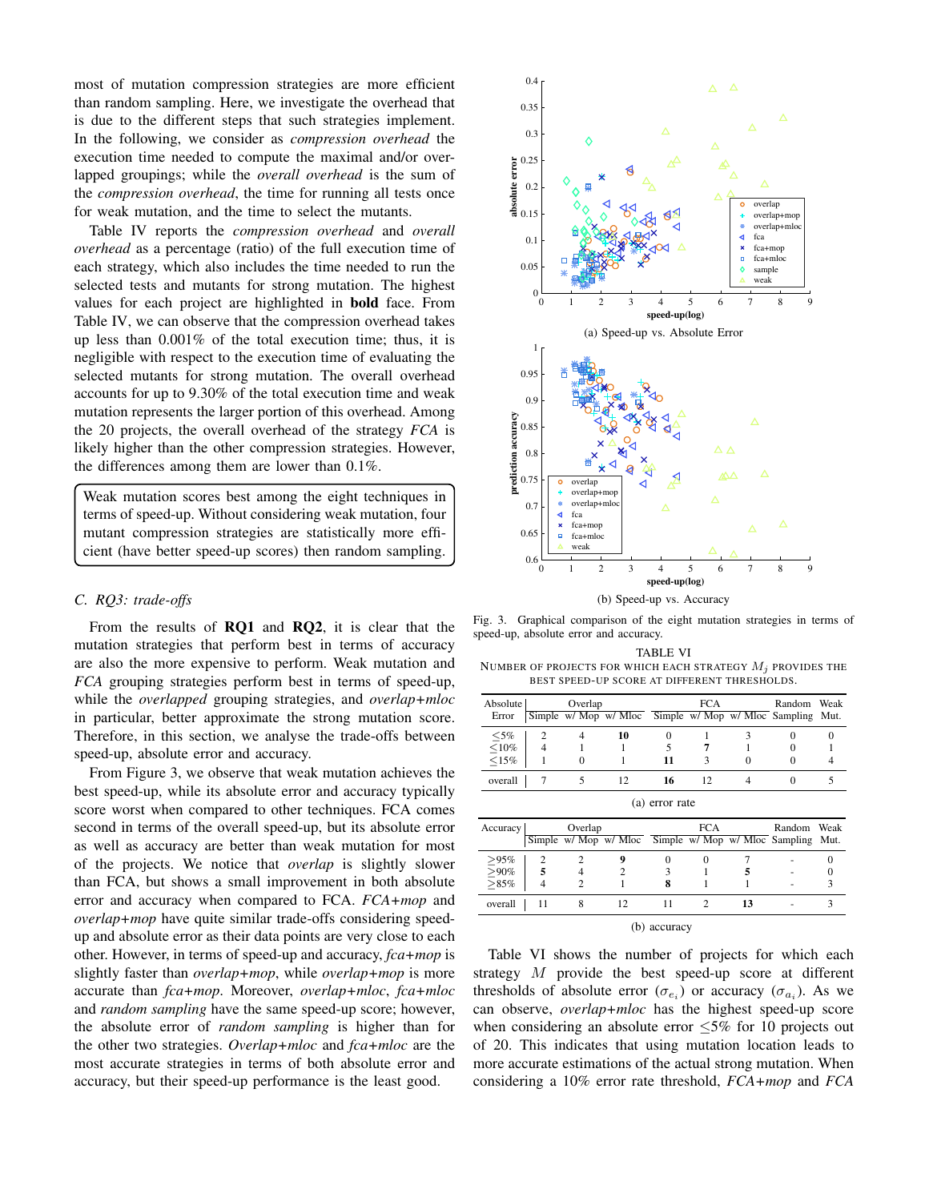most of mutation compression strategies are more efficient than random sampling. Here, we investigate the overhead that is due to the different steps that such strategies implement. In the following, we consider as *compression overhead* the execution time needed to compute the maximal and/or overlapped groupings; while the *overall overhead* is the sum of the *compression overhead*, the time for running all tests once for weak mutation, and the time to select the mutants.

Table IV reports the *compression overhead* and *overall overhead* as a percentage (ratio) of the full execution time of each strategy, which also includes the time needed to run the selected tests and mutants for strong mutation. The highest values for each project are highlighted in **bold** face. From Table IV, we can observe that the compression overhead takes up less than 0.001% of the total execution time; thus, it is negligible with respect to the execution time of evaluating the selected mutants for strong mutation. The overall overhead accounts for up to 9.30% of the total execution time and weak mutation represents the larger portion of this overhead. Among the 20 projects, the overall overhead of the strategy *FCA* is likely higher than the other compression strategies. However, the differences among them are lower than 0.1%.

> Weak mutation scores best among the eight techniques in terms of speed-up. Without considering weak mutation, four mutant compression strategies are statistically more efficient (have better speed-up scores) then random sampling.

### C. RQ3: trade-offs

From the results of **RQ1** and **RQ2**, it is clear that the mutation strategies that perform best in terms of accuracy are also the more expensive to perform. Weak mutation and *FCA* grouping strategies perform best in terms of speed-up, while the *overlapped* grouping strategies, and *overlap+mloc* in particular, better approximate the strong mutation score. Therefore, in this section, we analyse the trade-offs between speed-up, absolute error and accuracy.

From Figure 3, we observe that weak mutation achieves the best speed-up, while its absolute error and accuracy typically score worst when compared to other techniques. FCA comes second in terms of the overall speed-up, but its absolute error as well as accuracy are better than weak mutation for most of the projects. We notice that *overlap* is slightly slower than FCA, but shows a small improvement in both absolute error and accuracy when compared to FCA. *FCA+mop* and *overlap+mop* have quite similar trade-offs considering speed-up and absolute error as their data points are very close to each other. However, in terms of speed-up and accuracy, *fca+mop* is slightly faster than *overlap+mop*, while *overlap+mop* is more accurate than *fca+mop*. Moreover, *overlap+mloc*, *fca+mloc* and *random sampling* have the same speed-up score; however, the absolute error of *random sampling* is higher than for the other two strategies. *Overlap+mloc* and *fca+mloc* are the most accurate strategies in terms of both absolute error and accuracy, but their speed-up performance is the least good.

absolute error
0.4
0.35
0.3
0.25
0.2
0.15
0.1
0.05
0
0 1 2 3 4 5 6 7 8 9
speed-up(log)
overlap
overlap+mop
overlap+mloc
fca
fca+mop
fca+mloc
sample
weak

(a) Speed-up vs. Absolute Error

prediction accuracy
1
0.95
0.9
0.85
0.8
0.75
0.7
0.65
0.6
0 1 2 3 4 5 6 7 8 9
speed-up(log)
overlap
overlap+mop
overlap+mloc
fca
fca+mop
fca+mloc
weak

(b) Speed-up vs. Accuracy

Fig. 3. Graphical comparison of the eight mutation strategies in terms of speed-up, absolute error and accuracy.

TABLE VI
NUMBER OF PROJECTS FOR WHICH EACH STRATEGY $M_j$ PROVIDES THE BEST SPEED-UP SCORE AT DIFFERENT THRESHOLDS.

| Absolute Error | Overlap | | | FCA | | | Random | Weak |
|---|---|---|---|---|---|---|---|---|
| | Simple | w/ Mop | w/ Mloc | Simple | w/ Mop | w/ Mloc | Sampling | Mut. |
| ≤5% | 2 | 4 | **10** | 0 | 1 | 3 | 0 | 0 |
| ≤10% | 4 | 1 | 1 | 5 | **7** | 1 | 0 | 1 |
| ≤15% | 1 | 0 | 1 | **11** | 3 | 0 | 0 | 4 |
| overall | 7 | 5 | 12 | **16** | 12 | 4 | 0 | 5 |

(a) error rate

| Accuracy | Overlap | | | FCA | | | Random | Weak |
|---|---|---|---|---|---|---|---|---|
| | Simple | w/ Mop | w/ Mloc | Simple | w/ Mop | w/ Mloc | Sampling | Mut. |
| ≥95% | 2 | 2 | **9** | 0 | 0 | 7 | - | 0 |
| ≥90% | **5** | 4 | 2 | 3 | 1 | **5** | - | 0 |
| ≥85% | 4 | 2 | 1 | **8** | 1 | 1 | - | 3 |
| overall | 11 | 8 | 12 | 11 | 2 | **13** | - | 3 |

(b) accuracy

Table VI shows the number of projects for which each strategy $M$ provide the best speed-up score at different thresholds of absolute error ($\sigma_{e_i}$) or accuracy ($\sigma_{a_i}$). As we can observe, *overlap+mloc* has the highest speed-up score when considering an absolute error ≤5% for 10 projects out of 20. This indicates that using mutation location leads to more accurate estimations of the actual strong mutation. When considering a 10% error rate threshold, *FCA+mop* and *FCA*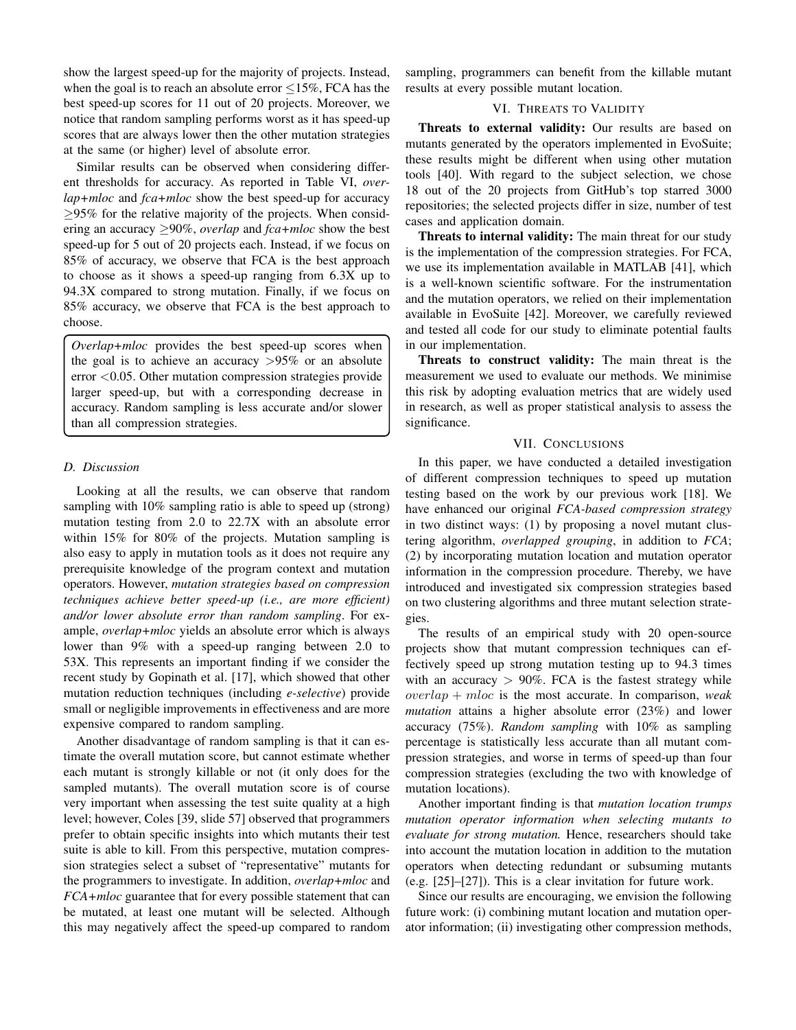show the largest speed-up for the majority of projects. Instead, when the goal is to reach an absolute error $\leq$15%, FCA has the best speed-up scores for 11 out of 20 projects. Moreover, we notice that random sampling performs worst as it has speed-up scores that are always lower then the other mutation strategies at the same (or higher) level of absolute error.

Similar results can be observed when considering different thresholds for accuracy. As reported in Table VI, *overlap+mloc* and *fca+mloc* show the best speed-up for accuracy $\geq$95% for the relative majority of the projects. When considering an accuracy $\geq$90%, *overlap* and *fca+mloc* show the best speed-up for 5 out of 20 projects each. Instead, if we focus on 85% of accuracy, we observe that FCA is the best approach to choose as it shows a speed-up ranging from 6.3X up to 94.3X compared to strong mutation. Finally, if we focus on 85% accuracy, we observe that FCA is the best approach to choose.

> *Overlap+mloc* provides the best speed-up scores when the goal is to achieve an accuracy >95% or an absolute error <0.05. Other mutation compression strategies provide larger speed-up, but with a corresponding decrease in accuracy. Random sampling is less accurate and/or slower than all compression strategies.

### D. Discussion

Looking at all the results, we can observe that random sampling with 10% sampling ratio is able to speed up (strong) mutation testing from 2.0 to 22.7X with an absolute error within 15% for 80% of the projects. Mutation sampling is also easy to apply in mutation tools as it does not require any prerequisite knowledge of the program context and mutation operators. However, *mutation strategies based on compression techniques achieve better speed-up (i.e., are more efficient) and/or lower absolute error than random sampling*. For example, *overlap+mloc* yields an absolute error which is always lower than 9% with a speed-up ranging between 2.0 to 53X. This represents an important finding if we consider the recent study by Gopinath et al. [17], which showed that other mutation reduction techniques (including *e-selective*) provide small or negligible improvements in effectiveness and are more expensive compared to random sampling.

Another disadvantage of random sampling is that it can estimate the overall mutation score, but cannot estimate whether each mutant is strongly killable or not (it only does for the sampled mutants). The overall mutation score is of course very important when assessing the test suite quality at a high level; however, Coles [39, slide 57] observed that programmers prefer to obtain specific insights into which mutants their test suite is able to kill. From this perspective, mutation compression strategies select a subset of "representative" mutants for the programmers to investigate. In addition, *overlap+mloc* and *FCA+mloc* guarantee that for every possible statement that can be mutated, at least one mutant will be selected. Although this may negatively affect the speed-up compared to random sampling, programmers can benefit from the killable mutant results at every possible mutant location.

## VI. Threats to Validity

**Threats to external validity:** Our results are based on mutants generated by the operators implemented in EvoSuite; these results might be different when using other mutation tools [40]. With regard to the subject selection, we chose 18 out of the 20 projects from GitHub's top starred 3000 repositories; the selected projects differ in size, number of test cases and application domain.

**Threats to internal validity:** The main threat for our study is the implementation of the compression strategies. For FCA, we use its implementation available in MATLAB [41], which is a well-known scientific software. For the instrumentation and the mutation operators, we relied on their implementation available in EvoSuite [42]. Moreover, we carefully reviewed and tested all code for our study to eliminate potential faults in our implementation.

**Threats to construct validity:** The main threat is the measurement we used to evaluate our methods. We minimise this risk by adopting evaluation metrics that are widely used in research, as well as proper statistical analysis to assess the significance.

## VII. Conclusions

In this paper, we have conducted a detailed investigation of different compression techniques to speed up mutation testing based on the work by our previous work [18]. We have enhanced our original *FCA-based compression strategy* in two distinct ways: (1) by proposing a novel mutant clustering algorithm, *overlapped grouping*, in addition to *FCA*; (2) by incorporating mutation location and mutation operator information in the compression procedure. Thereby, we have introduced and investigated six compression strategies based on two clustering algorithms and three mutant selection strategies.

The results of an empirical study with 20 open-source projects show that mutant compression techniques can effectively speed up strong mutation testing up to 94.3 times with an accuracy $> 90\%$. FCA is the fastest strategy while $overlap + mloc$ is the most accurate. In comparison, *weak mutation* attains a higher absolute error (23%) and lower accuracy (75%). *Random sampling* with 10% as sampling percentage is statistically less accurate than all mutant compression strategies, and worse in terms of speed-up than four compression strategies (excluding the two with knowledge of mutation locations).

Another important finding is that *mutation location trumps mutation operator information when selecting mutants to evaluate for strong mutation.* Hence, researchers should take into account the mutation location in addition to the mutation operators when detecting redundant or subsuming mutants (e.g. [25]–[27]). This is a clear invitation for future work.

Since our results are encouraging, we envision the following future work: (i) combining mutant location and mutation operator information; (ii) investigating other compression methods,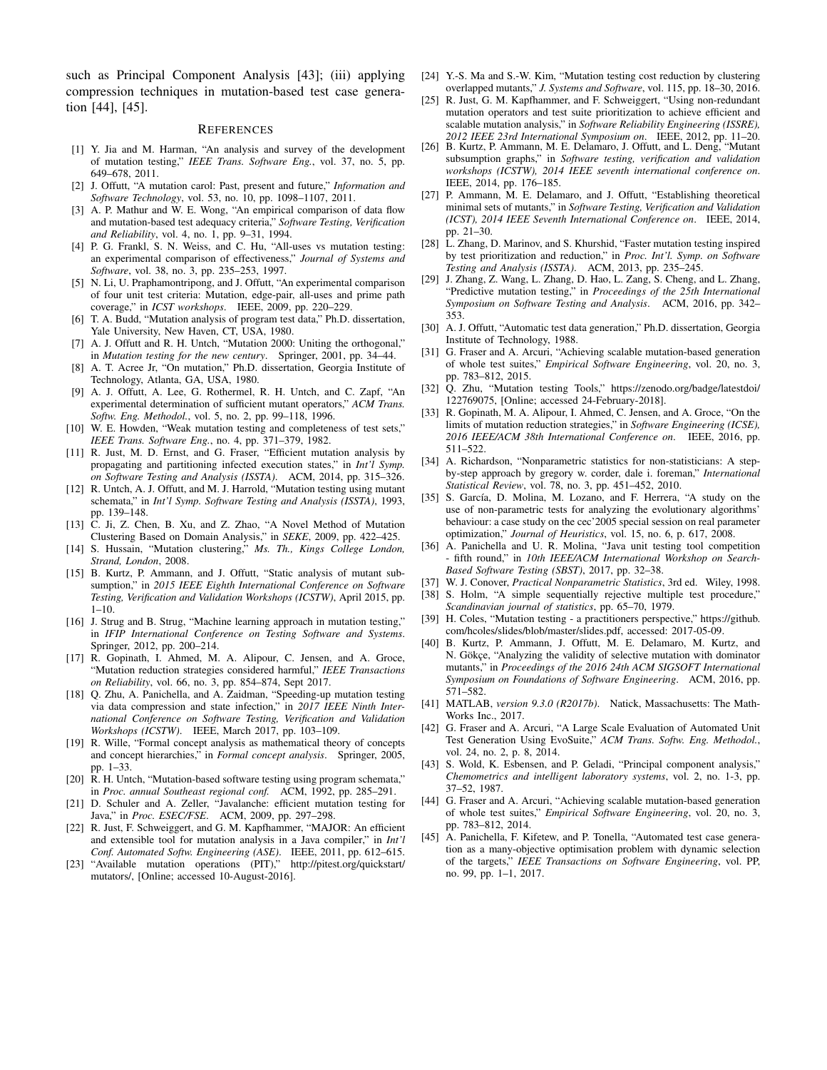such as Principal Component Analysis [43]; (iii) applying compression techniques in mutation-based test case generation [44], [45].

## References

[1] Y. Jia and M. Harman, "An analysis and survey of the development of mutation testing," *IEEE Trans. Software Eng.*, vol. 37, no. 5, pp. 649–678, 2011.

[2] J. Offutt, "A mutation carol: Past, present and future," *Information and Software Technology*, vol. 53, no. 10, pp. 1098–1107, 2011.

[3] A. P. Mathur and W. E. Wong, "An empirical comparison of data flow and mutation-based test adequacy criteria," *Software Testing, Verification and Reliability*, vol. 4, no. 1, pp. 9–31, 1994.

[4] P. G. Frankl, S. N. Weiss, and C. Hu, "All-uses vs mutation testing: an experimental comparison of effectiveness," *Journal of Systems and Software*, vol. 38, no. 3, pp. 235–253, 1997.

[5] N. Li, U. Praphamontripong, and J. Offutt, "An experimental comparison of four unit test criteria: Mutation, edge-pair, all-uses and prime path coverage," in *ICST workshops*. IEEE, 2009, pp. 220–229.

[6] T. A. Budd, "Mutation analysis of program test data," Ph.D. dissertation, Yale University, New Haven, CT, USA, 1980.

[7] A. J. Offutt and R. H. Untch, "Mutation 2000: Uniting the orthogonal," in *Mutation testing for the new century*. Springer, 2001, pp. 34–44.

[8] A. T. Acree Jr, "On mutation," Ph.D. dissertation, Georgia Institute of Technology, Atlanta, GA, USA, 1980.

[9] A. J. Offutt, A. Lee, G. Rothermel, R. H. Untch, and C. Zapf, "An experimental determination of sufficient mutant operators," *ACM Trans. Softw. Eng. Methodol.*, vol. 5, no. 2, pp. 99–118, 1996.

[10] W. E. Howden, "Weak mutation testing and completeness of test sets," *IEEE Trans. Software Eng.*, no. 4, pp. 371–379, 1982.

[11] R. Just, M. D. Ernst, and G. Fraser, "Efficient mutation analysis by propagating and partitioning infected execution states," in *Int'l Symp. on Software Testing and Analysis (ISSTA)*. ACM, 2014, pp. 315–326.

[12] R. Untch, A. J. Offutt, and M. J. Harrold, "Mutation testing using mutant schemata," in *Int'l Symp. Software Testing and Analysis (ISSTA)*, 1993, pp. 139–148.

[13] C. Ji, Z. Chen, B. Xu, and Z. Zhao, "A Novel Method of Mutation Clustering Based on Domain Analysis," in *SEKE*, 2009, pp. 422–425.

[14] S. Hussain, "Mutation clustering," *Ms. Th., Kings College London, Strand, London*, 2008.

[15] B. Kurtz, P. Ammann, and J. Offutt, "Static analysis of mutant subsumption," in *2015 IEEE Eighth International Conference on Software Testing, Verification and Validation Workshops (ICSTW)*, April 2015, pp. 1–10.

[16] J. Strug and B. Strug, "Machine learning approach in mutation testing," in *IFIP International Conference on Testing Software and Systems*. Springer, 2012, pp. 200–214.

[17] R. Gopinath, I. Ahmed, M. A. Alipour, C. Jensen, and A. Groce, "Mutation reduction strategies considered harmful," *IEEE Transactions on Reliability*, vol. 66, no. 3, pp. 854–874, Sept 2017.

[18] Q. Zhu, A. Panichella, and A. Zaidman, "Speeding-up mutation testing via data compression and state infection," in *2017 IEEE Ninth International Conference on Software Testing, Verification and Validation Workshops (ICSTW)*. IEEE, March 2017, pp. 103–109.

[19] R. Wille, "Formal concept analysis as mathematical theory of concepts and concept hierarchies," in *Formal concept analysis*. Springer, 2005, pp. 1–33.

[20] R. H. Untch, "Mutation-based software testing using program schemata," in *Proc. annual Southeast regional conf.* ACM, 1992, pp. 285–291.

[21] D. Schuler and A. Zeller, "Javalanche: efficient mutation testing for Java," in *Proc. ESEC/FSE*. ACM, 2009, pp. 297–298.

[22] R. Just, F. Schweiggert, and G. M. Kapfhammer, "MAJOR: An efficient and extensible tool for mutation analysis in a Java compiler," in *Int'l Conf. Automated Softw. Engineering (ASE)*. IEEE, 2011, pp. 612–615.

[23] "Available mutation operations (PIT)," http://pitest.org/quickstart/mutators/, [Online; accessed 10-August-2016].

[24] Y.-S. Ma and S.-W. Kim, "Mutation testing cost reduction by clustering overlapped mutants," *J. Systems and Software*, vol. 115, pp. 18–30, 2016.

[25] R. Just, G. M. Kapfhammer, and F. Schweiggert, "Using non-redundant mutation operators and test suite prioritization to achieve efficient and scalable mutation analysis," in *Software Reliability Engineering (ISSRE), 2012 IEEE 23rd International Symposium on*. IEEE, 2012, pp. 11–20.

[26] B. Kurtz, P. Ammann, M. E. Delamaro, J. Offutt, and L. Deng, "Mutant subsumption graphs," in *Software testing, verification and validation workshops (ICSTW), 2014 IEEE seventh international conference on*. IEEE, 2014, pp. 176–185.

[27] P. Ammann, M. E. Delamaro, and J. Offutt, "Establishing theoretical minimal sets of mutants," in *Software Testing, Verification and Validation (ICST), 2014 IEEE Seventh International Conference on*. IEEE, 2014, pp. 21–30.

[28] L. Zhang, D. Marinov, and S. Khurshid, "Faster mutation testing inspired by test prioritization and reduction," in *Proc. Int'l. Symp. on Software Testing and Analysis (ISSTA)*. ACM, 2013, pp. 235–245.

[29] J. Zhang, Z. Wang, L. Zhang, D. Hao, L. Zang, S. Cheng, and L. Zhang, "Predictive mutation testing," in *Proceedings of the 25th International Symposium on Software Testing and Analysis*. ACM, 2016, pp. 342–353.

[30] A. J. Offutt, "Automatic test data generation," Ph.D. dissertation, Georgia Institute of Technology, 1988.

[31] G. Fraser and A. Arcuri, "Achieving scalable mutation-based generation of whole test suites," *Empirical Software Engineering*, vol. 20, no. 3, pp. 783–812, 2015.

[32] Q. Zhu, "Mutation testing Tools," https://zenodo.org/badge/latestdoi/122769075, [Online; accessed 24-February-2018].

[33] R. Gopinath, M. A. Alipour, I. Ahmed, C. Jensen, and A. Groce, "On the limits of mutation reduction strategies," in *Software Engineering (ICSE), 2016 IEEE/ACM 38th International Conference on*. IEEE, 2016, pp. 511–522.

[34] A. Richardson, "Nonparametric statistics for non-statisticians: A step-by-step approach by gregory w. corder, dale i. foreman," *International Statistical Review*, vol. 78, no. 3, pp. 451–452, 2010.

[35] S. García, D. Molina, M. Lozano, and F. Herrera, "A study on the use of non-parametric tests for analyzing the evolutionary algorithms' behaviour: a case study on the cec'2005 special session on real parameter optimization," *Journal of Heuristics*, vol. 15, no. 6, p. 617, 2008.

[36] A. Panichella and U. R. Molina, "Java unit testing tool competition - fifth round," in *10th IEEE/ACM International Workshop on Search-Based Software Testing (SBST)*, 2017, pp. 32–38.

[37] W. J. Conover, *Practical Nonparametric Statistics*, 3rd ed. Wiley, 1998.

[38] S. Holm, "A simple sequentially rejective multiple test procedure," *Scandinavian journal of statistics*, pp. 65–70, 1979.

[39] H. Coles, "Mutation testing - a practitioners perspective," https://github.com/hcoles/slides/blob/master/slides.pdf, accessed: 2017-05-09.

[40] B. Kurtz, P. Ammann, J. Offutt, M. E. Delamaro, M. Kurtz, and N. Gökçe, "Analyzing the validity of selective mutation with dominator mutants," in *Proceedings of the 2016 24th ACM SIGSOFT International Symposium on Foundations of Software Engineering*. ACM, 2016, pp. 571–582.

[41] MATLAB, *version 9.3.0 (R2017b)*. Natick, Massachusetts: The MathWorks Inc., 2017.

[42] G. Fraser and A. Arcuri, "A Large Scale Evaluation of Automated Unit Test Generation Using EvoSuite," *ACM Trans. Softw. Eng. Methodol.*, vol. 24, no. 2, p. 8, 2014.

[43] S. Wold, K. Esbensen, and P. Geladi, "Principal component analysis," *Chemometrics and intelligent laboratory systems*, vol. 2, no. 1-3, pp. 37–52, 1987.

[44] G. Fraser and A. Arcuri, "Achieving scalable mutation-based generation of whole test suites," *Empirical Software Engineering*, vol. 20, no. 3, pp. 783–812, 2014.

[45] A. Panichella, F. Kifetew, and P. Tonella, "Automated test case generation as a many-objective optimisation problem with dynamic selection of the targets," *IEEE Transactions on Software Engineering*, vol. PP, no. 99, pp. 1–1, 2017.